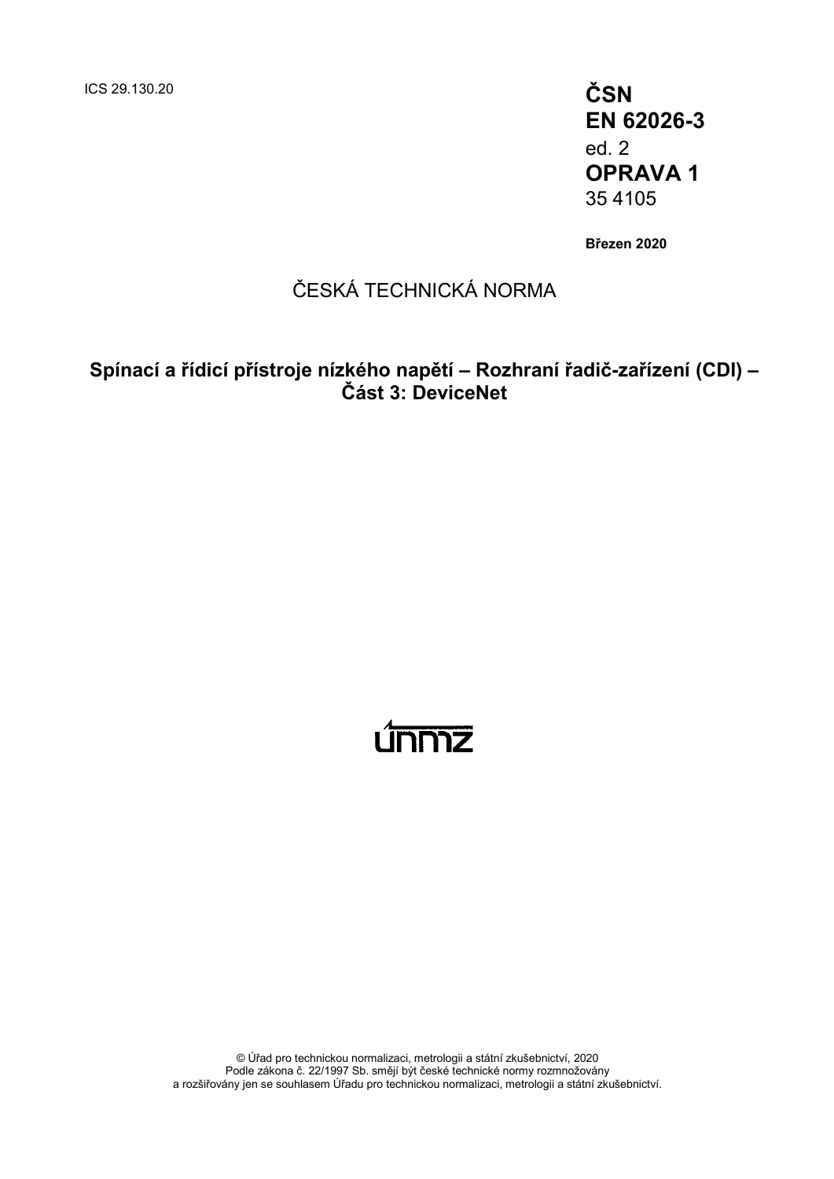ICS 29.130.20

**ČSN**
**EN 62026-3**
ed. 2
**OPRAVA 1**
35 4105

**Březen 2020**

ČESKÁ TECHNICKÁ NORMA

**Spínací a řídicí přístroje nízkého napětí – Rozhraní řadič-zařízení (CDI) – Část 3: DeviceNet**

únmz

© Úřad pro technickou normalizaci, metrologii a státní zkušebnictví, 2020
Podle zákona č. 22/1997 Sb. smějí být české technické normy rozmnožovány
a rozšiřovány jen se souhlasem Úřadu pro technickou normalizaci, metrologii a státní zkušebnictví.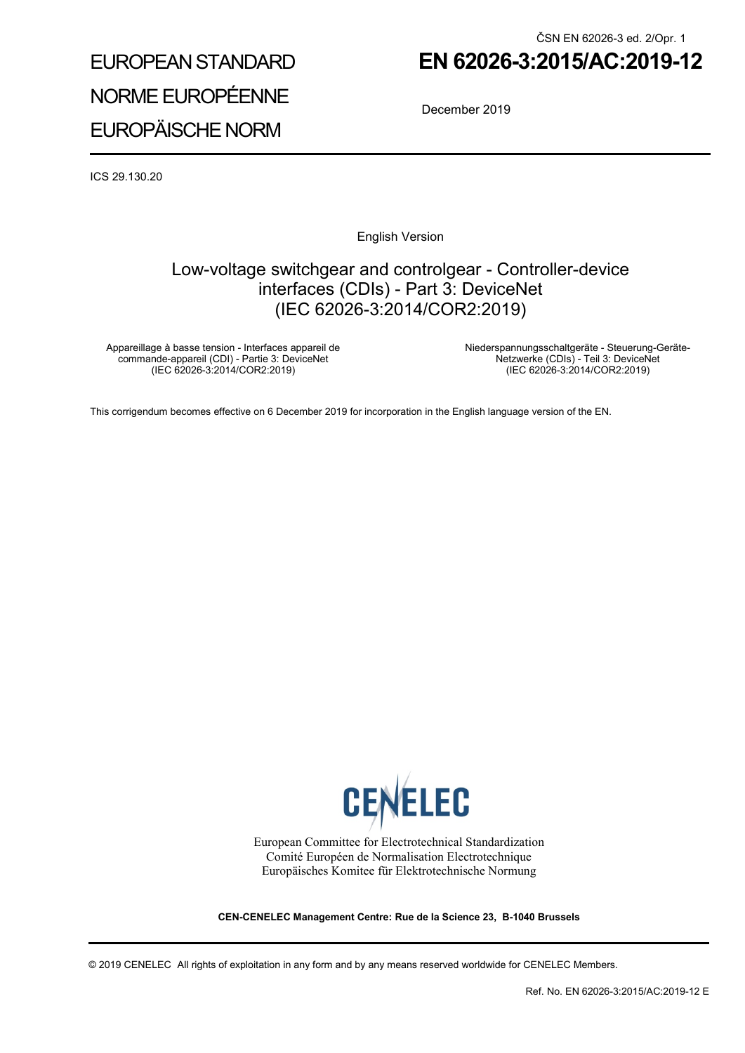ČSN EN 62026-3 ed. 2/Opr. 1

EUROPEAN STANDARD

NORME EUROPÉENNE

EUROPÄISCHE NORM

# EN 62026-3:2015/AC:2019-12

December 2019

ICS 29.130.20

English Version

## Low-voltage switchgear and controlgear - Controller-device interfaces (CDIs) - Part 3: DeviceNet (IEC 62026-3:2014/COR2:2019)

Appareillage à basse tension - Interfaces appareil de commande-appareil (CDI) - Partie 3: DeviceNet (IEC 62026-3:2014/COR2:2019)

Niederspannungsschaltgeräte - Steuerung-Geräte-Netzwerke (CDIs) - Teil 3: DeviceNet (IEC 62026-3:2014/COR2:2019)

This corrigendum becomes effective on 6 December 2019 for incorporation in the English language version of the EN.

CENELEC

European Committee for Electrotechnical Standardization
Comité Européen de Normalisation Electrotechnique
Europäisches Komitee für Elektrotechnische Normung

**CEN-CENELEC Management Centre: Rue de la Science 23, B-1040 Brussels**

© 2019 CENELEC All rights of exploitation in any form and by any means reserved worldwide for CENELEC Members.

Ref. No. EN 62026-3:2015/AC:2019-12 E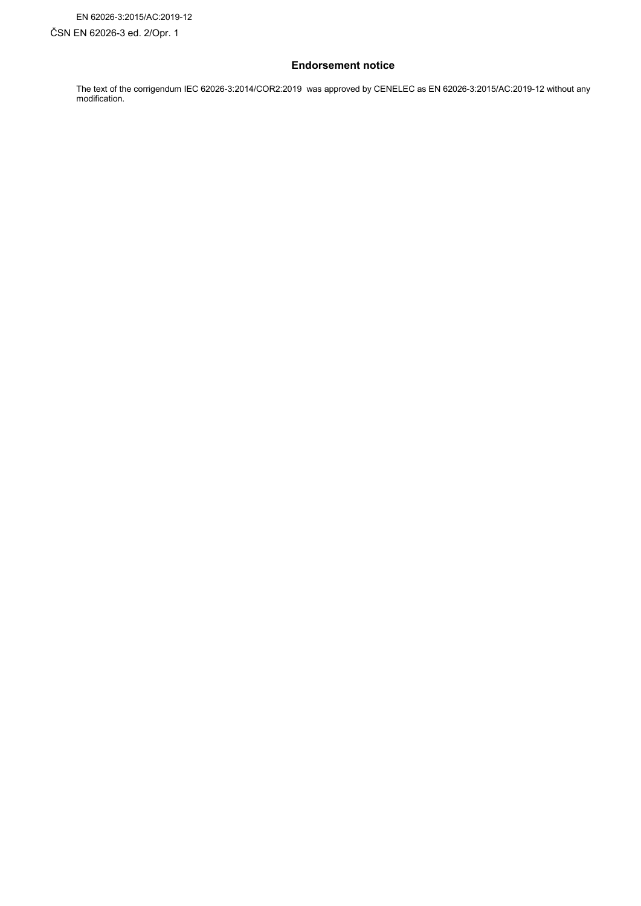## Endorsement notice

The text of the corrigendum IEC 62026-3:2014/COR2:2019 was approved by CENELEC as EN 62026-3:2015/AC:2019-12 without any modification.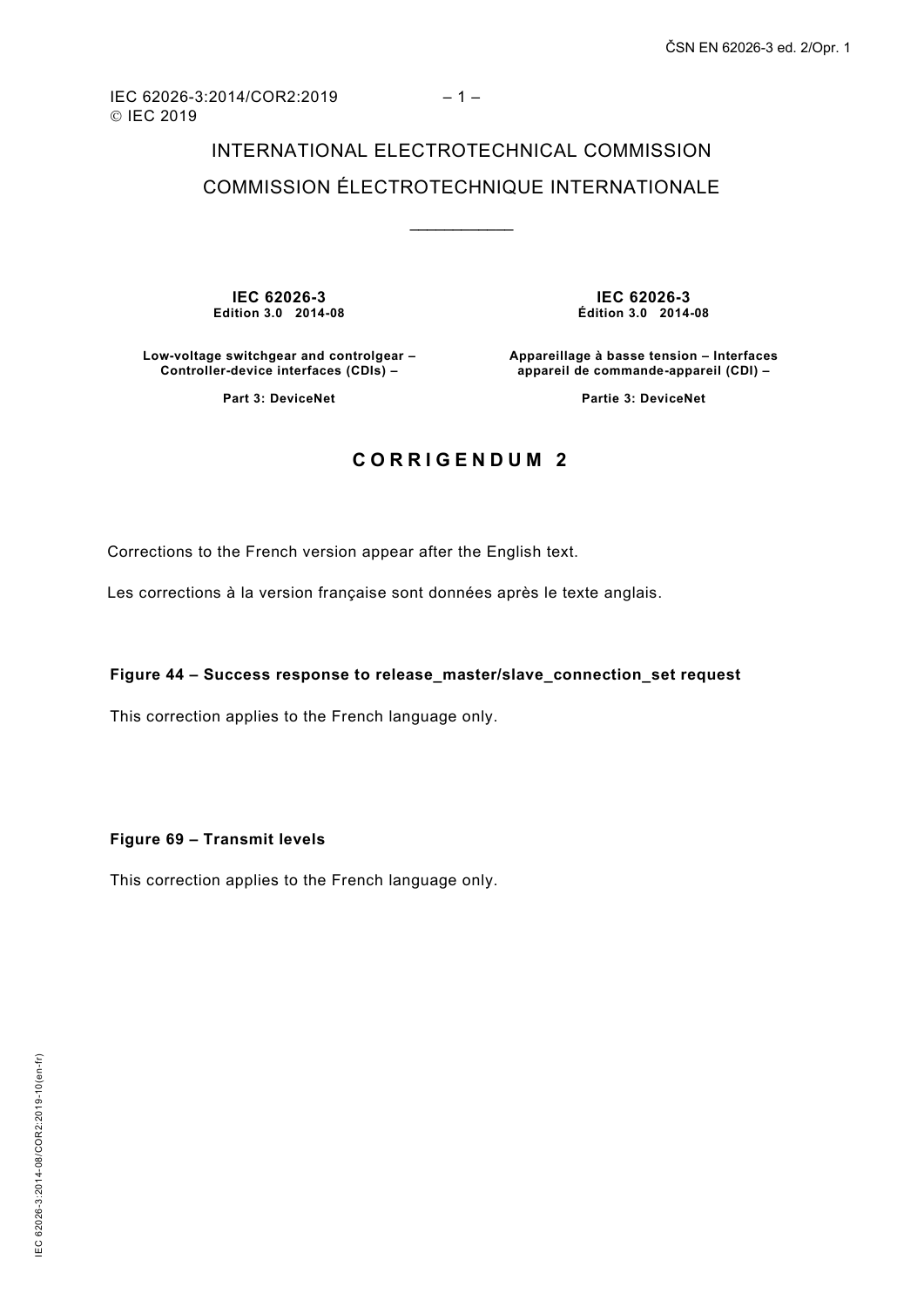INTERNATIONAL ELECTROTECHNICAL COMMISSION

COMMISSION ÉLECTROTECHNIQUE INTERNATIONALE

\_\_\_\_\_\_\_\_\_\_\_\_

| **IEC 62026-3** **Edition 3.0 2014-08** | **IEC 62026-3** **Édition 3.0 2014-08** |
|---|---|
| **Low-voltage switchgear and controlgear – Controller-device interfaces (CDIs) –** | **Appareillage à basse tension – Interfaces appareil de commande-appareil (CDI) –** |
| **Part 3: DeviceNet** | **Partie 3: DeviceNet** |

## CORRIGENDUM 2

Corrections to the French version appear after the English text.

Les corrections à la version française sont données après le texte anglais.

### Figure 44 – Success response to release_master/slave_connection_set request

This correction applies to the French language only.

### Figure 69 – Transmit levels

This correction applies to the French language only.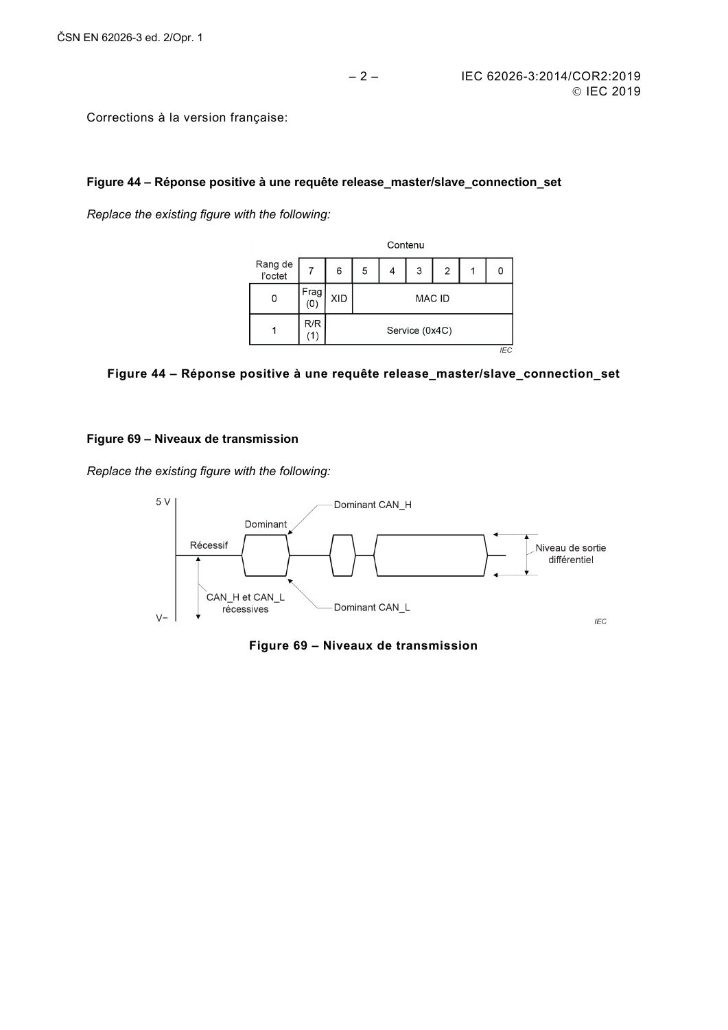Corrections à la version française:

**Figure 44 – Réponse positive à une requête release_master/slave_connection_set**

*Replace the existing figure with the following:*

| Rang de l'octet | Contenu | | | | | | | |
|---|---|---|---|---|---|---|---|---|
| | 7 | 6 | 5 | 4 | 3 | 2 | 1 | 0 |
| 0 | Frag (0) | XID | MAC ID | | | | | |
| 1 | R/R (1) | Service (0x4C) | | | | | | |

**Figure 44 – Réponse positive à une requête release_master/slave_connection_set**

**Figure 69 – Niveaux de transmission**

*Replace the existing figure with the following:*

**Figure 69 – Niveaux de transmission**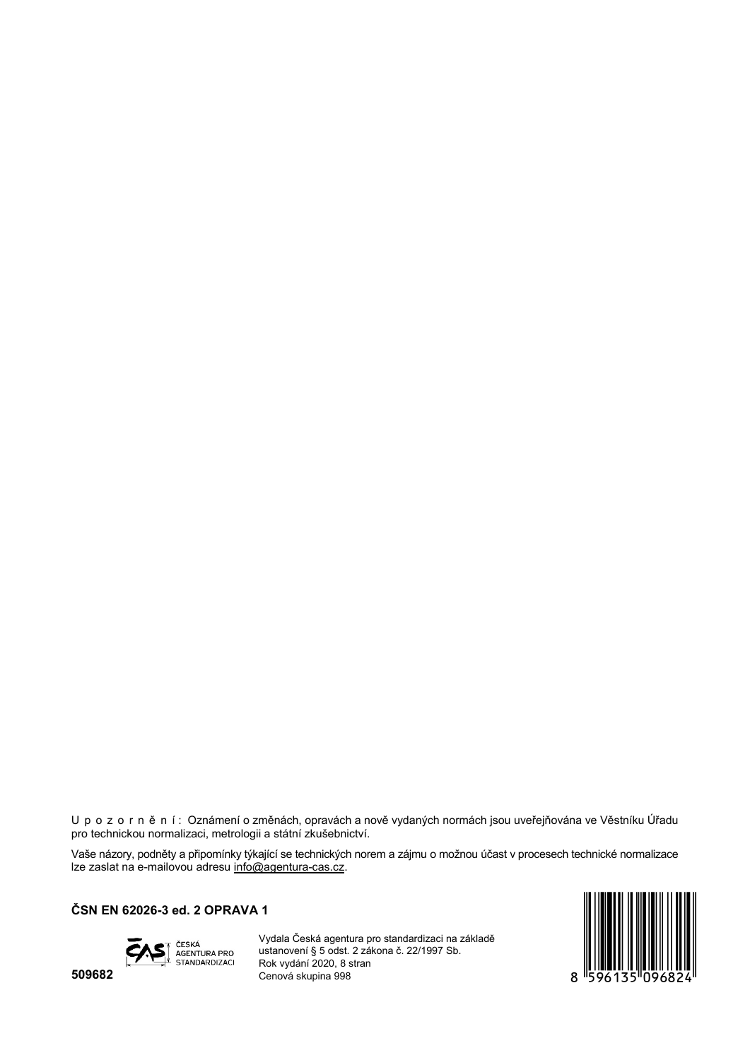U p o z o r n ě n í : Oznámení o změnách, opravách a nově vydaných normách jsou uveřejňována ve Věstníku Úřadu pro technickou normalizaci, metrologii a státní zkušebnictví.

Vaše názory, podněty a připomínky týkající se technických norem a zájmu o možnou účast v procesech technické normalizace lze zaslat na e-mailovou adresu info@agentura-cas.cz.

**ČSN EN 62026-3 ed. 2 OPRAVA 1**

ČESKÁ AGENTURA PRO STANDARDIZACI

**509682**

Vydala Česká agentura pro standardizaci na základě ustanovení § 5 odst. 2 zákona č. 22/1997 Sb.
Rok vydání 2020, 8 stran
Cenová skupina 998

8 596135 096824